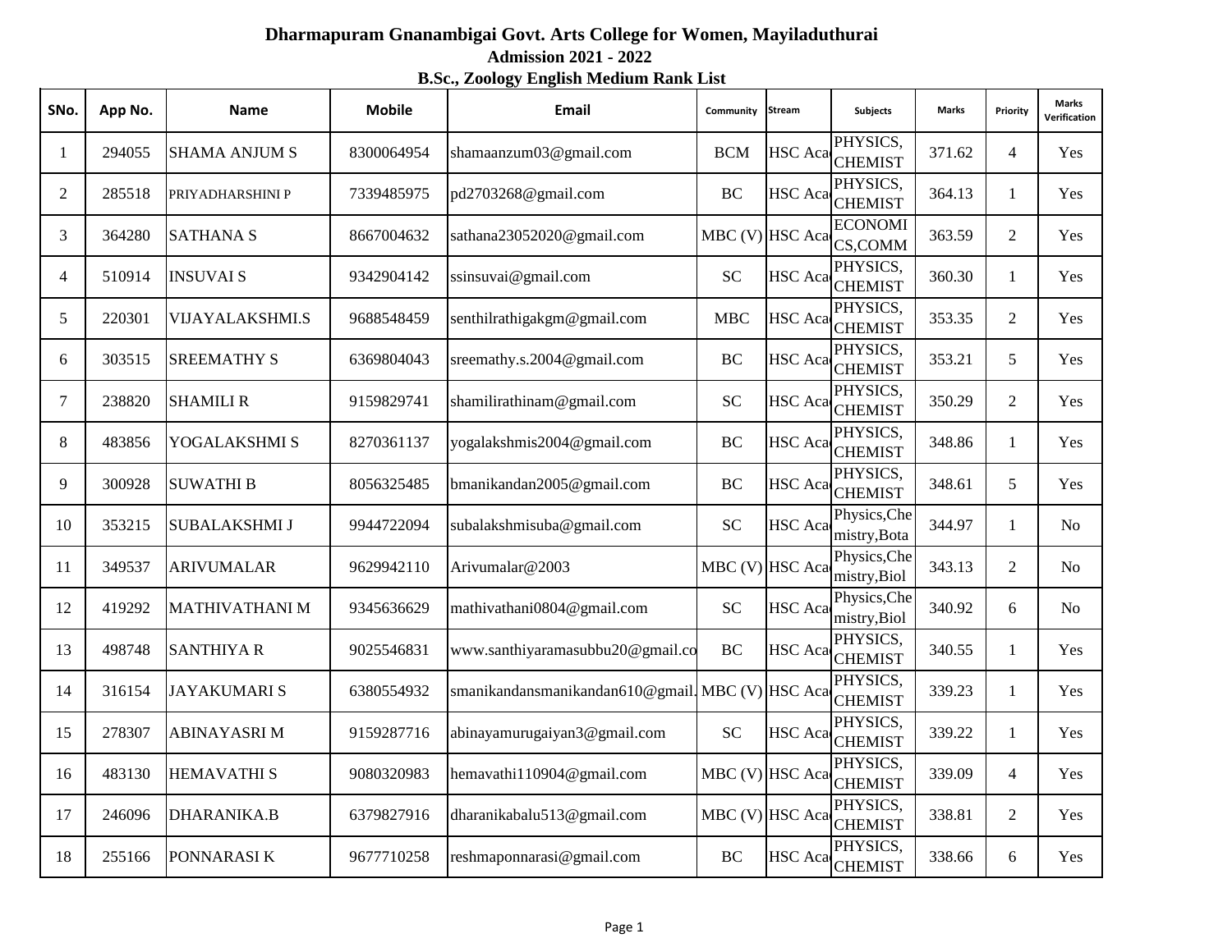# Dharmapuram Gnanambigai Govt. Arts College for Women, Mayiladuthurai

## Admission 2021 - 2022

### B.Sc., Zoology English Medium Rank List

| SNo. | App No. | Name | Mobile | Email | Community | Stream | Subjects | Marks | Priority | Marks Verification |
|---|---|---|---|---|---|---|---|---|---|---|
| 1 | 294055 | SHAMA ANJUM S | 8300064954 | shamaanzum03@gmail.com | BCM | HSC Aca | PHYSICS, CHEMIST | 371.62 | 4 | Yes |
| 2 | 285518 | PRIYADHARSHINI P | 7339485975 | pd2703268@gmail.com | BC | HSC Aca | PHYSICS, CHEMIST | 364.13 | 1 | Yes |
| 3 | 364280 | SATHANA S | 8667004632 | sathana23052020@gmail.com | MBC (V) | HSC Aca | ECONOMI CS,COMM | 363.59 | 2 | Yes |
| 4 | 510914 | INSUVAI S | 9342904142 | ssinsuvai@gmail.com | SC | HSC Aca | PHYSICS, CHEMIST | 360.30 | 1 | Yes |
| 5 | 220301 | VIJAYALAKSHMI.S | 9688548459 | senthilrathigakgm@gmail.com | MBC | HSC Aca | PHYSICS, CHEMIST | 353.35 | 2 | Yes |
| 6 | 303515 | SREEMATHY S | 6369804043 | sreemathy.s.2004@gmail.com | BC | HSC Aca | PHYSICS, CHEMIST | 353.21 | 5 | Yes |
| 7 | 238820 | SHAMILI R | 9159829741 | shamilirathinam@gmail.com | SC | HSC Aca | PHYSICS, CHEMIST | 350.29 | 2 | Yes |
| 8 | 483856 | YOGALAKSHMI S | 8270361137 | yogalakshmis2004@gmail.com | BC | HSC Aca | PHYSICS, CHEMIST | 348.86 | 1 | Yes |
| 9 | 300928 | SUWATHI B | 8056325485 | bmanikandan2005@gmail.com | BC | HSC Aca | PHYSICS, CHEMIST | 348.61 | 5 | Yes |
| 10 | 353215 | SUBALAKSHMI J | 9944722094 | subalakshmisuba@gmail.com | SC | HSC Aca | Physics,Che mistry,Bota | 344.97 | 1 | No |
| 11 | 349537 | ARIVUMALAR | 9629942110 | Arivumalar@2003 | MBC (V) | HSC Aca | Physics,Che mistry,Biol | 343.13 | 2 | No |
| 12 | 419292 | MATHIVATHANI M | 9345636629 | mathivathani0804@gmail.com | SC | HSC Aca | Physics,Che mistry,Biol | 340.92 | 6 | No |
| 13 | 498748 | SANTHIYA R | 9025546831 | www.santhiyaramasubbu20@gmail.co | BC | HSC Aca | PHYSICS, CHEMIST | 340.55 | 1 | Yes |
| 14 | 316154 | JAYAKUMARI S | 6380554932 | smanikandansmanikandan610@gmail. | MBC (V) | HSC Aca | PHYSICS, CHEMIST | 339.23 | 1 | Yes |
| 15 | 278307 | ABINAYASRI M | 9159287716 | abinayamurugaiyan3@gmail.com | SC | HSC Aca | PHYSICS, CHEMIST | 339.22 | 1 | Yes |
| 16 | 483130 | HEMAVATHI S | 9080320983 | hemavathi110904@gmail.com | MBC (V) | HSC Aca | PHYSICS, CHEMIST | 339.09 | 4 | Yes |
| 17 | 246096 | DHARANIKA.B | 6379827916 | dharanikabalu513@gmail.com | MBC (V) | HSC Aca | PHYSICS, CHEMIST | 338.81 | 2 | Yes |
| 18 | 255166 | PONNARASI K | 9677710258 | reshmaponnarasi@gmail.com | BC | HSC Aca | PHYSICS, CHEMIST | 338.66 | 6 | Yes |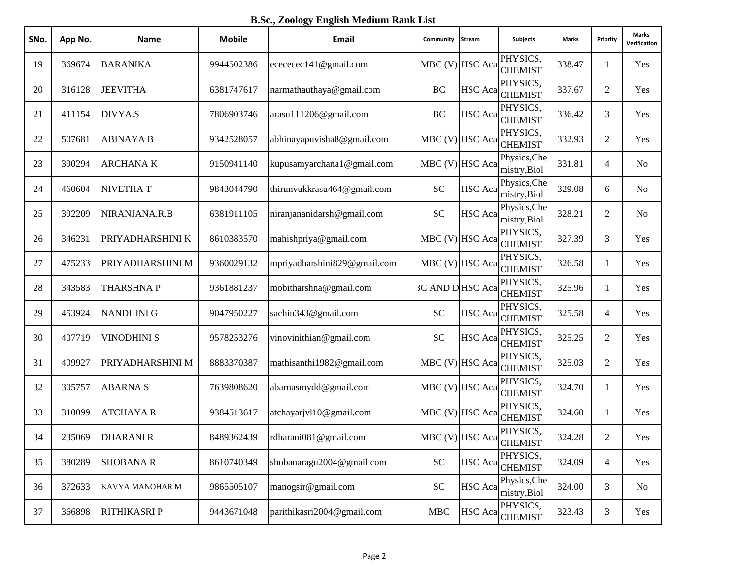## B.Sc., Zoology English Medium Rank List

| SNo. | App No. | Name | Mobile | Email | Community | Stream | Subjects | Marks | Priority | Marks Verification |
|---|---|---|---|---|---|---|---|---|---|---|
| 19 | 369674 | BARANIKA | 9944502386 | ecececec141@gmail.com | MBC (V) | HSC Aca | PHYSICS, CHEMIST | 338.47 | 1 | Yes |
| 20 | 316128 | JEEVITHA | 6381747617 | narmathauthaya@gmail.com | BC | HSC Aca | PHYSICS, CHEMIST | 337.67 | 2 | Yes |
| 21 | 411154 | DIVYA.S | 7806903746 | arasu111206@gmail.com | BC | HSC Aca | PHYSICS, CHEMIST | 336.42 | 3 | Yes |
| 22 | 507681 | ABINAYA B | 9342528057 | abhinayapuvisha8@gmail.com | MBC (V) | HSC Aca | PHYSICS, CHEMIST | 332.93 | 2 | Yes |
| 23 | 390294 | ARCHANA K | 9150941140 | kupusamyarchana1@gmail.com | MBC (V) | HSC Aca | Physics,Chemistry,Biol | 331.81 | 4 | No |
| 24 | 460604 | NIVETHA T | 9843044790 | thirunvukkrasu464@gmail.com | SC | HSC Aca | Physics,Chemistry,Biol | 329.08 | 6 | No |
| 25 | 392209 | NIRANJANA.R.B | 6381911105 | niranjananidarsh@gmail.com | SC | HSC Aca | Physics,Chemistry,Biol | 328.21 | 2 | No |
| 26 | 346231 | PRIYADHARSHINI K | 8610383570 | mahishpriya@gmail.com | MBC (V) | HSC Aca | PHYSICS, CHEMIST | 327.39 | 3 | Yes |
| 27 | 475233 | PRIYADHARSHINI M | 9360029132 | mpriyadharshini829@gmail.com | MBC (V) | HSC Aca | PHYSICS, CHEMIST | 326.58 | 1 | Yes |
| 28 | 343583 | THARSHNA P | 9361881237 | mobitharshna@gmail.com | BC AND D | HSC Aca | PHYSICS, CHEMIST | 325.96 | 1 | Yes |
| 29 | 453924 | NANDHINI G | 9047950227 | sachin343@gmail.com | SC | HSC Aca | PHYSICS, CHEMIST | 325.58 | 4 | Yes |
| 30 | 407719 | VINODHINI S | 9578253276 | vinovinithian@gmail.com | SC | HSC Aca | PHYSICS, CHEMIST | 325.25 | 2 | Yes |
| 31 | 409927 | PRIYADHARSHINI M | 8883370387 | mathisanthi1982@gmail.com | MBC (V) | HSC Aca | PHYSICS, CHEMIST | 325.03 | 2 | Yes |
| 32 | 305757 | ABARNA S | 7639808620 | abarnasmydd@gmail.com | MBC (V) | HSC Aca | PHYSICS, CHEMIST | 324.70 | 1 | Yes |
| 33 | 310099 | ATCHAYA R | 9384513617 | atchayarjvl10@gmail.com | MBC (V) | HSC Aca | PHYSICS, CHEMIST | 324.60 | 1 | Yes |
| 34 | 235069 | DHARANI R | 8489362439 | rdharani081@gmail.com | MBC (V) | HSC Aca | PHYSICS, CHEMIST | 324.28 | 2 | Yes |
| 35 | 380289 | SHOBANA R | 8610740349 | shobanaragu2004@gmail.com | SC | HSC Aca | PHYSICS, CHEMIST | 324.09 | 4 | Yes |
| 36 | 372633 | KAVYA MANOHAR M | 9865505107 | manogsir@gmail.com | SC | HSC Aca | Physics,Chemistry,Biol | 324.00 | 3 | No |
| 37 | 366898 | RITHIKASRI P | 9443671048 | parithikasri2004@gmail.com | MBC | HSC Aca | PHYSICS, CHEMIST | 323.43 | 3 | Yes |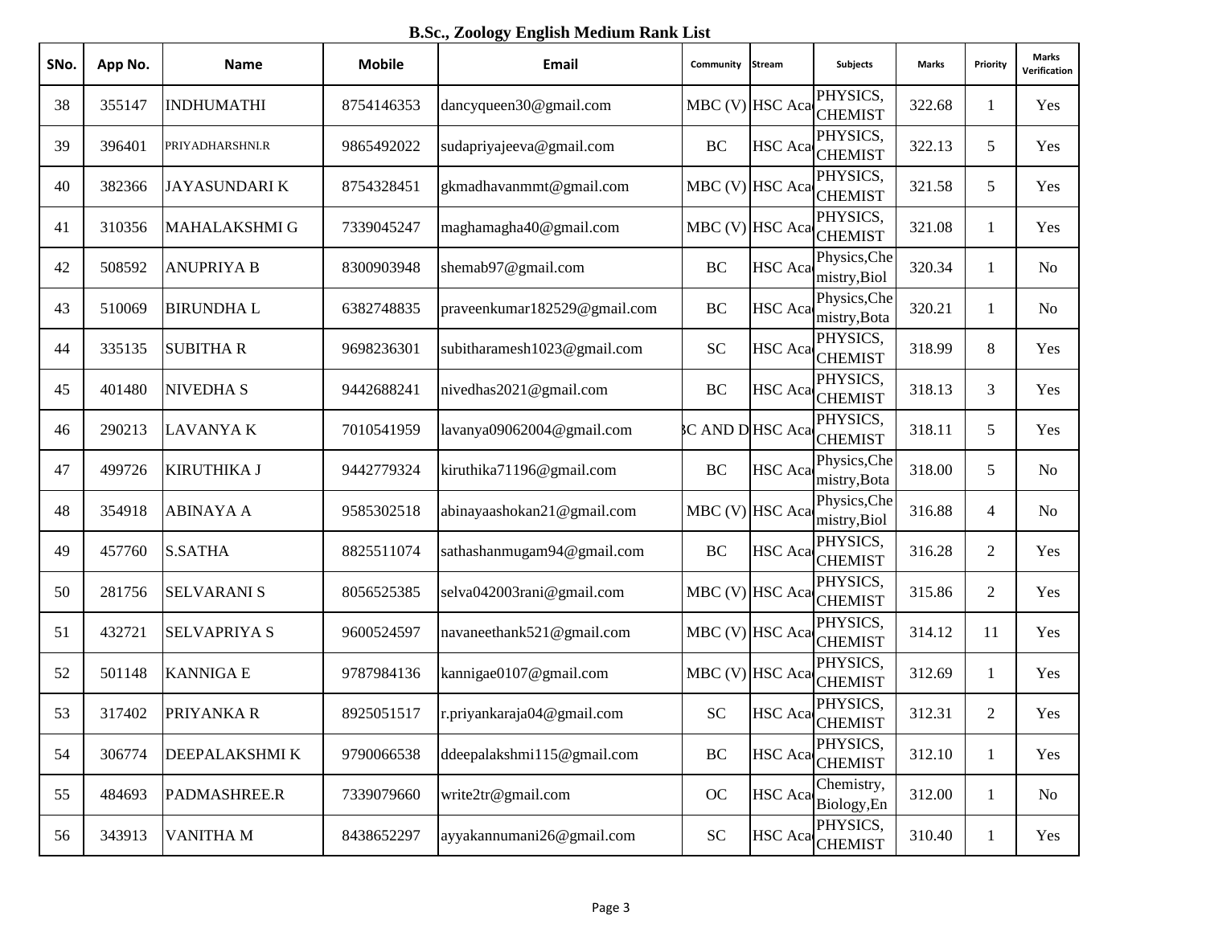## B.Sc., Zoology English Medium Rank List

| SNo. | App No. | Name | Mobile | Email | Community | Stream | Subjects | Marks | Priority | Marks Verification |
|---|---|---|---|---|---|---|---|---|---|---|
| 38 | 355147 | INDHUMATHI | 8754146353 | dancyqueen30@gmail.com | MBC (V) | HSC Aca | PHYSICS, CHEMIST | 322.68 | 1 | Yes |
| 39 | 396401 | PRIYADHARSHNI.R | 9865492022 | sudapriyajeeva@gmail.com | BC | HSC Aca | PHYSICS, CHEMIST | 322.13 | 5 | Yes |
| 40 | 382366 | JAYASUNDARI K | 8754328451 | gkmadhavanmmt@gmail.com | MBC (V) | HSC Aca | PHYSICS, CHEMIST | 321.58 | 5 | Yes |
| 41 | 310356 | MAHALAKSHMI G | 7339045247 | maghamagha40@gmail.com | MBC (V) | HSC Aca | PHYSICS, CHEMIST | 321.08 | 1 | Yes |
| 42 | 508592 | ANUPRIYA B | 8300903948 | shemab97@gmail.com | BC | HSC Aca | Physics,Chemistry,Biol | 320.34 | 1 | No |
| 43 | 510069 | BIRUNDHA L | 6382748835 | praveenkumar182529@gmail.com | BC | HSC Aca | Physics,Chemistry,Bota | 320.21 | 1 | No |
| 44 | 335135 | SUBITHA R | 9698236301 | subitharamesh1023@gmail.com | SC | HSC Aca | PHYSICS, CHEMIST | 318.99 | 8 | Yes |
| 45 | 401480 | NIVEDHA S | 9442688241 | nivedhas2021@gmail.com | BC | HSC Aca | PHYSICS, CHEMIST | 318.13 | 3 | Yes |
| 46 | 290213 | LAVANYA K | 7010541959 | lavanya09062004@gmail.com | 3C AND D | HSC Aca | PHYSICS, CHEMIST | 318.11 | 5 | Yes |
| 47 | 499726 | KIRUTHIKA J | 9442779324 | kiruthika71196@gmail.com | BC | HSC Aca | Physics,Chemistry,Bota | 318.00 | 5 | No |
| 48 | 354918 | ABINAYA A | 9585302518 | abinayaashokan21@gmail.com | MBC (V) | HSC Aca | Physics,Chemistry,Biol | 316.88 | 4 | No |
| 49 | 457760 | S.SATHA | 8825511074 | sathashanmugam94@gmail.com | BC | HSC Aca | PHYSICS, CHEMIST | 316.28 | 2 | Yes |
| 50 | 281756 | SELVARANI S | 8056525385 | selva042003rani@gmail.com | MBC (V) | HSC Aca | PHYSICS, CHEMIST | 315.86 | 2 | Yes |
| 51 | 432721 | SELVAPRIYA S | 9600524597 | navaneethank521@gmail.com | MBC (V) | HSC Aca | PHYSICS, CHEMIST | 314.12 | 11 | Yes |
| 52 | 501148 | KANNIGA E | 9787984136 | kannigae0107@gmail.com | MBC (V) | HSC Aca | PHYSICS, CHEMIST | 312.69 | 1 | Yes |
| 53 | 317402 | PRIYANKA R | 8925051517 | r.priyankaraja04@gmail.com | SC | HSC Aca | PHYSICS, CHEMIST | 312.31 | 2 | Yes |
| 54 | 306774 | DEEPALAKSHMI K | 9790066538 | ddeepalakshmi115@gmail.com | BC | HSC Aca | PHYSICS, CHEMIST | 312.10 | 1 | Yes |
| 55 | 484693 | PADMASHREE.R | 7339079660 | write2tr@gmail.com | OC | HSC Aca | Chemistry, Biology,En | 312.00 | 1 | No |
| 56 | 343913 | VANITHA M | 8438652297 | ayyakannumani26@gmail.com | SC | HSC Aca | PHYSICS, CHEMIST | 310.40 | 1 | Yes |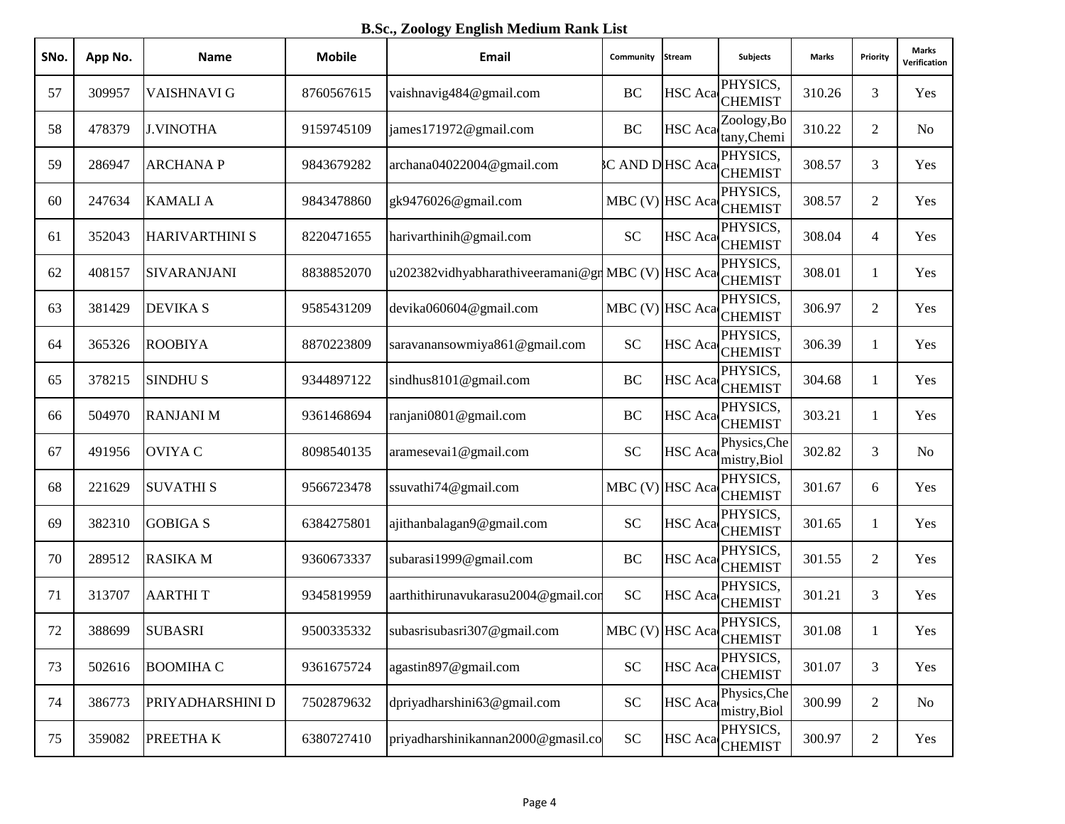**B.Sc., Zoology English Medium Rank List**

| SNo. | App No. | Name | Mobile | Email | Community | Stream | Subjects | Marks | Priority | Marks Verification |
|---|---|---|---|---|---|---|---|---|---|---|
| 57 | 309957 | VAISHNAVI G | 8760567615 | vaishnavig484@gmail.com | BC | HSC Aca | PHYSICS, CHEMIST | 310.26 | 3 | Yes |
| 58 | 478379 | J.VINOTHA | 9159745109 | james171972@gmail.com | BC | HSC Aca | Zoology,Botany,Chemi | 310.22 | 2 | No |
| 59 | 286947 | ARCHANA P | 9843679282 | archana04022004@gmail.com | C AND D | HSC Aca | PHYSICS, CHEMIST | 308.57 | 3 | Yes |
| 60 | 247634 | KAMALI A | 9843478860 | gk9476026@gmail.com | MBC (V) | HSC Aca | PHYSICS, CHEMIST | 308.57 | 2 | Yes |
| 61 | 352043 | HARIVARTHINI S | 8220471655 | harivarthinih@gmail.com | SC | HSC Aca | PHYSICS, CHEMIST | 308.04 | 4 | Yes |
| 62 | 408157 | SIVARANJANI | 8838852070 | u202382vidhyabharathiveeramani@gr | MBC (V) | HSC Aca | PHYSICS, CHEMIST | 308.01 | 1 | Yes |
| 63 | 381429 | DEVIKA S | 9585431209 | devika060604@gmail.com | MBC (V) | HSC Aca | PHYSICS, CHEMIST | 306.97 | 2 | Yes |
| 64 | 365326 | ROOBIYA | 8870223809 | saravanansowmiya861@gmail.com | SC | HSC Aca | PHYSICS, CHEMIST | 306.39 | 1 | Yes |
| 65 | 378215 | SINDHU S | 9344897122 | sindhus8101@gmail.com | BC | HSC Aca | PHYSICS, CHEMIST | 304.68 | 1 | Yes |
| 66 | 504970 | RANJANI M | 9361468694 | ranjani0801@gmail.com | BC | HSC Aca | PHYSICS, CHEMIST | 303.21 | 1 | Yes |
| 67 | 491956 | OVIYA C | 8098540135 | aramesevai1@gmail.com | SC | HSC Aca | Physics,Chemistry,Biol | 302.82 | 3 | No |
| 68 | 221629 | SUVATHI S | 9566723478 | ssuvathi74@gmail.com | MBC (V) | HSC Aca | PHYSICS, CHEMIST | 301.67 | 6 | Yes |
| 69 | 382310 | GOBIGA S | 6384275801 | ajithanbalagan9@gmail.com | SC | HSC Aca | PHYSICS, CHEMIST | 301.65 | 1 | Yes |
| 70 | 289512 | RASIKA M | 9360673337 | subarasi1999@gmail.com | BC | HSC Aca | PHYSICS, CHEMIST | 301.55 | 2 | Yes |
| 71 | 313707 | AARTHI T | 9345819959 | aarthithirunavukarasu2004@gmail.con | SC | HSC Aca | PHYSICS, CHEMIST | 301.21 | 3 | Yes |
| 72 | 388699 | SUBASRI | 9500335332 | subasrisubasri307@gmail.com | MBC (V) | HSC Aca | PHYSICS, CHEMIST | 301.08 | 1 | Yes |
| 73 | 502616 | BOOMIHA C | 9361675724 | agastin897@gmail.com | SC | HSC Aca | PHYSICS, CHEMIST | 301.07 | 3 | Yes |
| 74 | 386773 | PRIYADHARSHINI D | 7502879632 | dpriyadharshini63@gmail.com | SC | HSC Aca | Physics,Chemistry,Biol | 300.99 | 2 | No |
| 75 | 359082 | PREETHA K | 6380727410 | priyadharshinikannan2000@gmasil.co | SC | HSC Aca | PHYSICS, CHEMIST | 300.97 | 2 | Yes |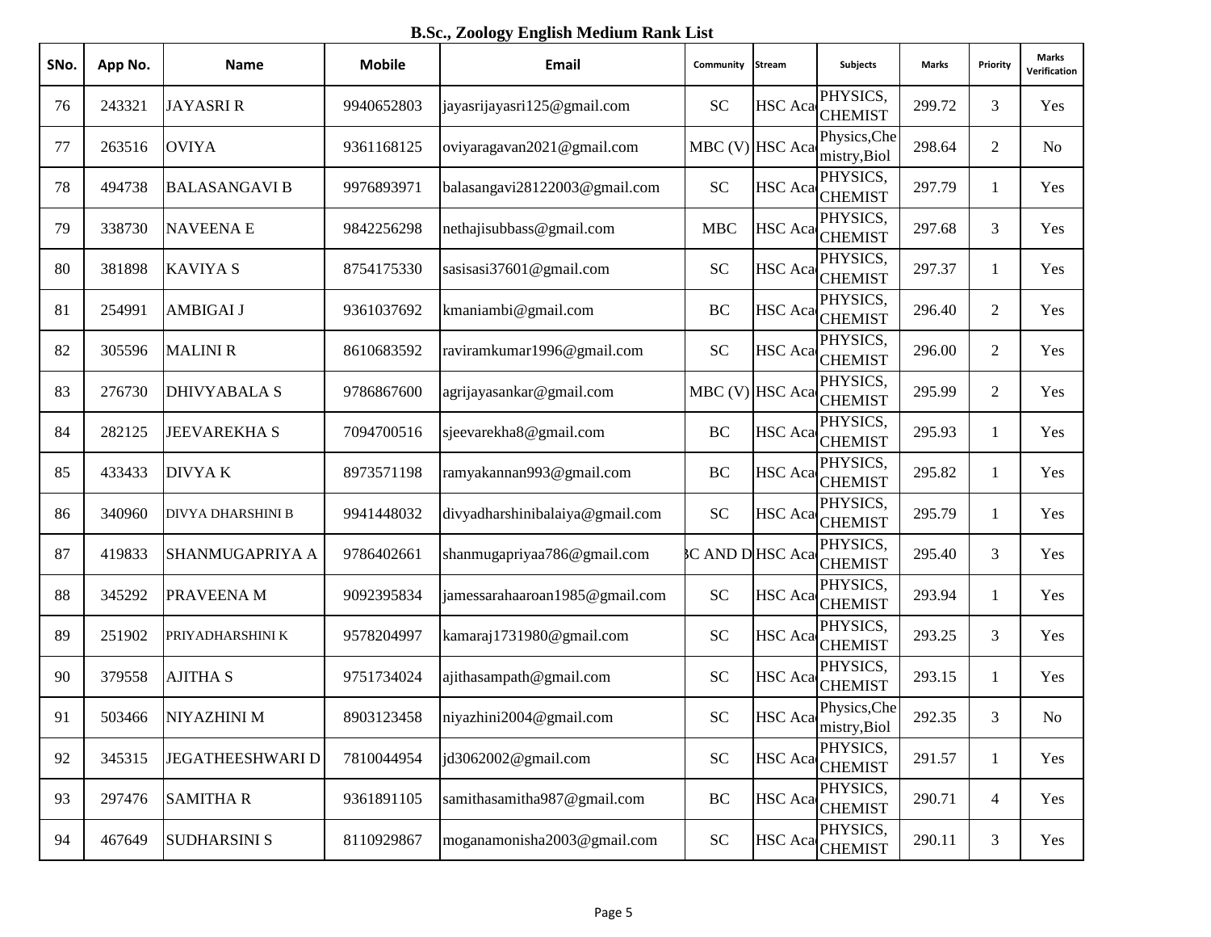**B.Sc., Zoology English Medium Rank List**

| SNo. | App No. | Name | Mobile | Email | Community | Stream | Subjects | Marks | Priority | Marks Verification |
|---|---|---|---|---|---|---|---|---|---|---|
| 76 | 243321 | JAYASRI R | 9940652803 | jayasrijayasri125@gmail.com | SC | HSC Aca | PHYSICS, CHEMIST | 299.72 | 3 | Yes |
| 77 | 263516 | OVIYA | 9361168125 | oviyaragavan2021@gmail.com | MBC (V) | HSC Aca | Physics,Chemistry,Biol | 298.64 | 2 | No |
| 78 | 494738 | BALASANGAVI B | 9976893971 | balasangavi28122003@gmail.com | SC | HSC Aca | PHYSICS, CHEMIST | 297.79 | 1 | Yes |
| 79 | 338730 | NAVEENA E | 9842256298 | nethajisubbass@gmail.com | MBC | HSC Aca | PHYSICS, CHEMIST | 297.68 | 3 | Yes |
| 80 | 381898 | KAVIYA S | 8754175330 | sasisasi37601@gmail.com | SC | HSC Aca | PHYSICS, CHEMIST | 297.37 | 1 | Yes |
| 81 | 254991 | AMBIGAI J | 9361037692 | kmaniambi@gmail.com | BC | HSC Aca | PHYSICS, CHEMIST | 296.40 | 2 | Yes |
| 82 | 305596 | MALINI R | 8610683592 | raviramkumar1996@gmail.com | SC | HSC Aca | PHYSICS, CHEMIST | 296.00 | 2 | Yes |
| 83 | 276730 | DHIVYABALA S | 9786867600 | agrijayasankar@gmail.com | MBC (V) | HSC Aca | PHYSICS, CHEMIST | 295.99 | 2 | Yes |
| 84 | 282125 | JEEVAREKHA S | 7094700516 | sjeevarekha8@gmail.com | BC | HSC Aca | PHYSICS, CHEMIST | 295.93 | 1 | Yes |
| 85 | 433433 | DIVYA K | 8973571198 | ramyakannan993@gmail.com | BC | HSC Aca | PHYSICS, CHEMIST | 295.82 | 1 | Yes |
| 86 | 340960 | DIVYA DHARSHINI B | 9941448032 | divyadharshinibalaiya@gmail.com | SC | HSC Aca | PHYSICS, CHEMIST | 295.79 | 1 | Yes |
| 87 | 419833 | SHANMUGAPRIYA A | 9786402661 | shanmugapriyaa786@gmail.com | 3C AND D | HSC Aca | PHYSICS, CHEMIST | 295.40 | 3 | Yes |
| 88 | 345292 | PRAVEENA M | 9092395834 | jamessarahaaroan1985@gmail.com | SC | HSC Aca | PHYSICS, CHEMIST | 293.94 | 1 | Yes |
| 89 | 251902 | PRIYADHARSHINI K | 9578204997 | kamaraj1731980@gmail.com | SC | HSC Aca | PHYSICS, CHEMIST | 293.25 | 3 | Yes |
| 90 | 379558 | AJITHA S | 9751734024 | ajithasampath@gmail.com | SC | HSC Aca | PHYSICS, CHEMIST | 293.15 | 1 | Yes |
| 91 | 503466 | NIYAZHINI M | 8903123458 | niyazhini2004@gmail.com | SC | HSC Aca | Physics,Chemistry,Biol | 292.35 | 3 | No |
| 92 | 345315 | JEGATHEESHWARI D | 7810044954 | jd3062002@gmail.com | SC | HSC Aca | PHYSICS, CHEMIST | 291.57 | 1 | Yes |
| 93 | 297476 | SAMITHA R | 9361891105 | samithasamitha987@gmail.com | BC | HSC Aca | PHYSICS, CHEMIST | 290.71 | 4 | Yes |
| 94 | 467649 | SUDHARSINI S | 8110929867 | moganamonisha2003@gmail.com | SC | HSC Aca | PHYSICS, CHEMIST | 290.11 | 3 | Yes |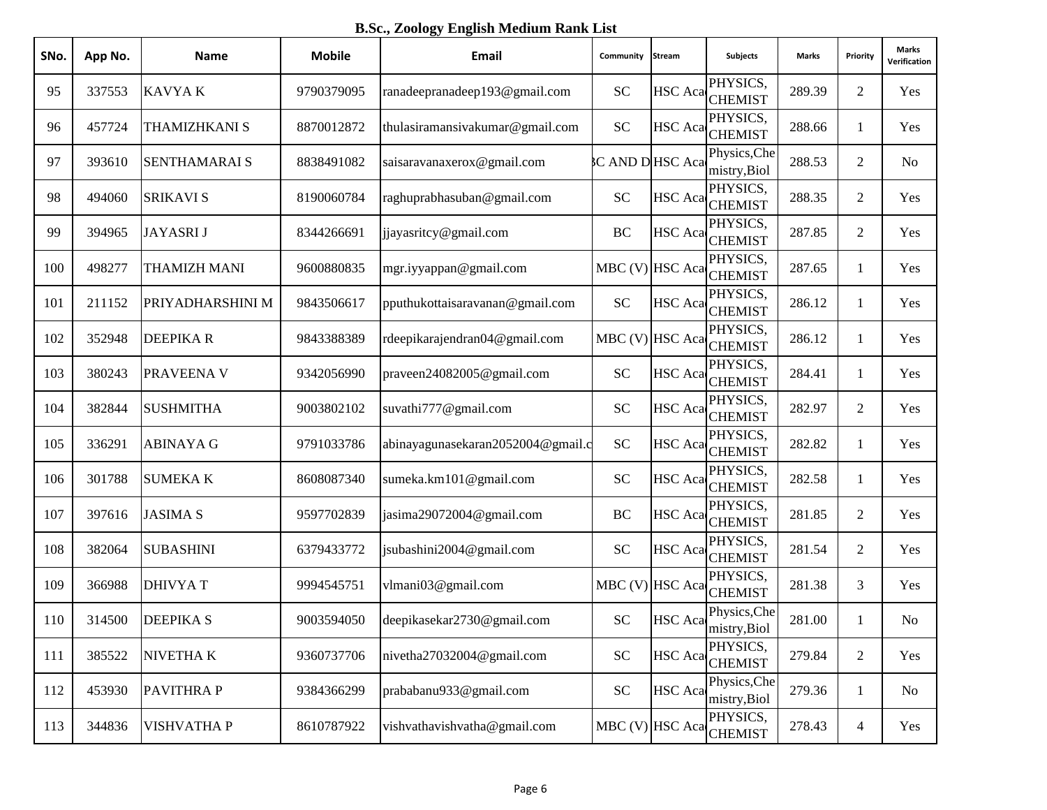**B.Sc., Zoology English Medium Rank List**

| SNo. | App No. | Name | Mobile | Email | Community | Stream | Subjects | Marks | Priority | Marks Verification |
|---|---|---|---|---|---|---|---|---|---|---|
| 95 | 337553 | KAVYA K | 9790379095 | ranadeepranadeep193@gmail.com | SC | HSC Aca | PHYSICS, CHEMIST | 289.39 | 2 | Yes |
| 96 | 457724 | THAMIZHKANI S | 8870012872 | thulasiramansivakumar@gmail.com | SC | HSC Aca | PHYSICS, CHEMIST | 288.66 | 1 | Yes |
| 97 | 393610 | SENTHAMARAI S | 8838491082 | saisaravanaxerox@gmail.com | 3C AND D | HSC Aca | Physics,Chemistry,Biol | 288.53 | 2 | No |
| 98 | 494060 | SRIKAVI S | 8190060784 | raghuprabhasuban@gmail.com | SC | HSC Aca | PHYSICS, CHEMIST | 288.35 | 2 | Yes |
| 99 | 394965 | JAYASRI J | 8344266691 | jjayasritcy@gmail.com | BC | HSC Aca | PHYSICS, CHEMIST | 287.85 | 2 | Yes |
| 100 | 498277 | THAMIZH MANI | 9600880835 | mgr.iyyappan@gmail.com | MBC (V) | HSC Aca | PHYSICS, CHEMIST | 287.65 | 1 | Yes |
| 101 | 211152 | PRIYADHARSHINI M | 9843506617 | pputhukottaisaravanan@gmail.com | SC | HSC Aca | PHYSICS, CHEMIST | 286.12 | 1 | Yes |
| 102 | 352948 | DEEPIKA R | 9843388389 | rdeepikarajendran04@gmail.com | MBC (V) | HSC Aca | PHYSICS, CHEMIST | 286.12 | 1 | Yes |
| 103 | 380243 | PRAVEENA V | 9342056990 | praveen24082005@gmail.com | SC | HSC Aca | PHYSICS, CHEMIST | 284.41 | 1 | Yes |
| 104 | 382844 | SUSHMITHA | 9003802102 | suvathi777@gmail.com | SC | HSC Aca | PHYSICS, CHEMIST | 282.97 | 2 | Yes |
| 105 | 336291 | ABINAYA G | 9791033786 | abinayagunasekaran2052004@gmail.c | SC | HSC Aca | PHYSICS, CHEMIST | 282.82 | 1 | Yes |
| 106 | 301788 | SUMEKA K | 8608087340 | sumeka.km101@gmail.com | SC | HSC Aca | PHYSICS, CHEMIST | 282.58 | 1 | Yes |
| 107 | 397616 | JASIMA S | 9597702839 | jasima29072004@gmail.com | BC | HSC Aca | PHYSICS, CHEMIST | 281.85 | 2 | Yes |
| 108 | 382064 | SUBASHINI | 6379433772 | jsubashini2004@gmail.com | SC | HSC Aca | PHYSICS, CHEMIST | 281.54 | 2 | Yes |
| 109 | 366988 | DHIVYA T | 9994545751 | vlmani03@gmail.com | MBC (V) | HSC Aca | PHYSICS, CHEMIST | 281.38 | 3 | Yes |
| 110 | 314500 | DEEPIKA S | 9003594050 | deepikasekar2730@gmail.com | SC | HSC Aca | Physics,Chemistry,Biol | 281.00 | 1 | No |
| 111 | 385522 | NIVETHA K | 9360737706 | nivetha27032004@gmail.com | SC | HSC Aca | PHYSICS, CHEMIST | 279.84 | 2 | Yes |
| 112 | 453930 | PAVITHRA P | 9384366299 | prababanu933@gmail.com | SC | HSC Aca | Physics,Chemistry,Biol | 279.36 | 1 | No |
| 113 | 344836 | VISHVATHA P | 8610787922 | vishvathavishvatha@gmail.com | MBC (V) | HSC Aca | PHYSICS, CHEMIST | 278.43 | 4 | Yes |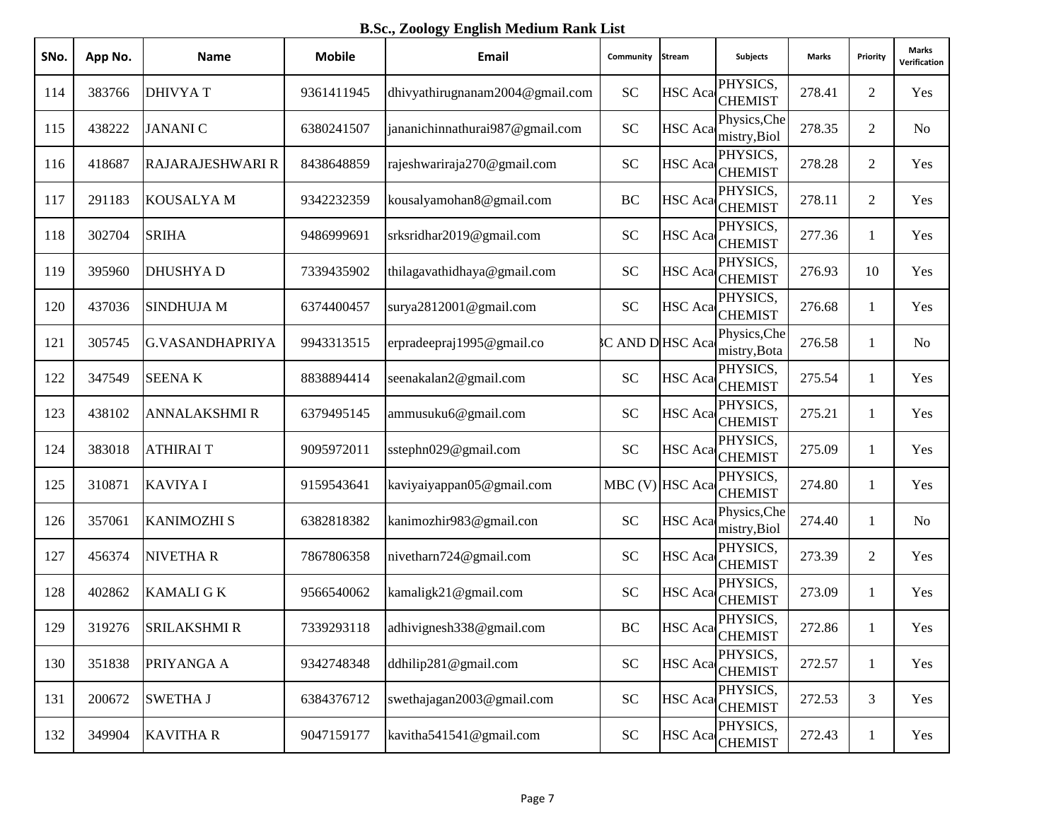# B.Sc., Zoology English Medium Rank List

| SNo. | App No. | Name | Mobile | Email | Community | Stream | Subjects | Marks | Priority | Marks Verification |
|---|---|---|---|---|---|---|---|---|---|---|
| 114 | 383766 | DHIVYA T | 9361411945 | dhivyathirugnanam2004@gmail.com | SC | HSC Aca | PHYSICS, CHEMIST | 278.41 | 2 | Yes |
| 115 | 438222 | JANANI C | 6380241507 | jananichinnathurai987@gmail.com | SC | HSC Aca | Physics,Chemistry,Biol | 278.35 | 2 | No |
| 116 | 418687 | RAJARAJESHWARI R | 8438648859 | rajeshwariraja270@gmail.com | SC | HSC Aca | PHYSICS, CHEMIST | 278.28 | 2 | Yes |
| 117 | 291183 | KOUSALYA M | 9342232359 | kousalyamohan8@gmail.com | BC | HSC Aca | PHYSICS, CHEMIST | 278.11 | 2 | Yes |
| 118 | 302704 | SRIHA | 9486999691 | srksridhar2019@gmail.com | SC | HSC Aca | PHYSICS, CHEMIST | 277.36 | 1 | Yes |
| 119 | 395960 | DHUSHYA D | 7339435902 | thilagavathidhaya@gmail.com | SC | HSC Aca | PHYSICS, CHEMIST | 276.93 | 10 | Yes |
| 120 | 437036 | SINDHUJA M | 6374400457 | surya2812001@gmail.com | SC | HSC Aca | PHYSICS, CHEMIST | 276.68 | 1 | Yes |
| 121 | 305745 | G.VASANDHAPRIYA | 9943313515 | erpradeepraj1995@gmail.co | 3C AND D | HSC Aca | Physics,Chemistry,Bota | 276.58 | 1 | No |
| 122 | 347549 | SEENA K | 8838894414 | seenakalan2@gmail.com | SC | HSC Aca | PHYSICS, CHEMIST | 275.54 | 1 | Yes |
| 123 | 438102 | ANNALAKSHMI R | 6379495145 | ammusuku6@gmail.com | SC | HSC Aca | PHYSICS, CHEMIST | 275.21 | 1 | Yes |
| 124 | 383018 | ATHIRAI T | 9095972011 | sstephn029@gmail.com | SC | HSC Aca | PHYSICS, CHEMIST | 275.09 | 1 | Yes |
| 125 | 310871 | KAVIYA I | 9159543641 | kaviyaiyappan05@gmail.com | MBC (V) | HSC Aca | PHYSICS, CHEMIST | 274.80 | 1 | Yes |
| 126 | 357061 | KANIMOZHI S | 6382818382 | kanimozhir983@gmail.con | SC | HSC Aca | Physics,Chemistry,Biol | 274.40 | 1 | No |
| 127 | 456374 | NIVETHA R | 7867806358 | nivetharn724@gmail.com | SC | HSC Aca | PHYSICS, CHEMIST | 273.39 | 2 | Yes |
| 128 | 402862 | KAMALI G K | 9566540062 | kamaligk21@gmail.com | SC | HSC Aca | PHYSICS, CHEMIST | 273.09 | 1 | Yes |
| 129 | 319276 | SRILAKSHMI R | 7339293118 | adhivignesh338@gmail.com | BC | HSC Aca | PHYSICS, CHEMIST | 272.86 | 1 | Yes |
| 130 | 351838 | PRIYANGA A | 9342748348 | ddhilip281@gmail.com | SC | HSC Aca | PHYSICS, CHEMIST | 272.57 | 1 | Yes |
| 131 | 200672 | SWETHA J | 6384376712 | swethajagan2003@gmail.com | SC | HSC Aca | PHYSICS, CHEMIST | 272.53 | 3 | Yes |
| 132 | 349904 | KAVITHA R | 9047159177 | kavitha541541@gmail.com | SC | HSC Aca | PHYSICS, CHEMIST | 272.43 | 1 | Yes |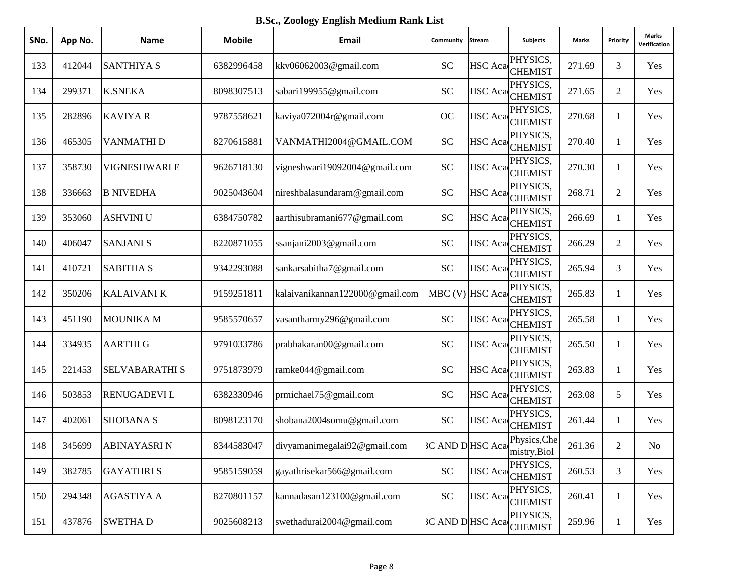**B.Sc., Zoology English Medium Rank List**

| SNo. | App No. | Name | Mobile | Email | Community | Stream | Subjects | Marks | Priority | Marks Verification |
|---|---|---|---|---|---|---|---|---|---|---|
| 133 | 412044 | SANTHIYA S | 6382996458 | kkv06062003@gmail.com | SC | HSC Aca | PHYSICS, CHEMIST | 271.69 | 3 | Yes |
| 134 | 299371 | K.SNEKA | 8098307513 | sabari199955@gmail.com | SC | HSC Aca | PHYSICS, CHEMIST | 271.65 | 2 | Yes |
| 135 | 282896 | KAVIYA R | 9787558621 | kaviya072004r@gmail.com | OC | HSC Aca | PHYSICS, CHEMIST | 270.68 | 1 | Yes |
| 136 | 465305 | VANMATHI D | 8270615881 | VANMATHI2004@GMAIL.COM | SC | HSC Aca | PHYSICS, CHEMIST | 270.40 | 1 | Yes |
| 137 | 358730 | VIGNESHWARI E | 9626718130 | vigneshwari19092004@gmail.com | SC | HSC Aca | PHYSICS, CHEMIST | 270.30 | 1 | Yes |
| 138 | 336663 | B NIVEDHA | 9025043604 | nireshbalasundaram@gmail.com | SC | HSC Aca | PHYSICS, CHEMIST | 268.71 | 2 | Yes |
| 139 | 353060 | ASHVINI U | 6384750782 | aarthisubramani677@gmail.com | SC | HSC Aca | PHYSICS, CHEMIST | 266.69 | 1 | Yes |
| 140 | 406047 | SANJANI S | 8220871055 | ssanjani2003@gmail.com | SC | HSC Aca | PHYSICS, CHEMIST | 266.29 | 2 | Yes |
| 141 | 410721 | SABITHA S | 9342293088 | sankarsabitha7@gmail.com | SC | HSC Aca | PHYSICS, CHEMIST | 265.94 | 3 | Yes |
| 142 | 350206 | KALAIVANI K | 9159251811 | kalaivanikannan122000@gmail.com | MBC (V) | HSC Aca | PHYSICS, CHEMIST | 265.83 | 1 | Yes |
| 143 | 451190 | MOUNIKA M | 9585570657 | vasantharmy296@gmail.com | SC | HSC Aca | PHYSICS, CHEMIST | 265.58 | 1 | Yes |
| 144 | 334935 | AARTHI G | 9791033786 | prabhakaran00@gmail.com | SC | HSC Aca | PHYSICS, CHEMIST | 265.50 | 1 | Yes |
| 145 | 221453 | SELVABARATHI S | 9751873979 | ramke044@gmail.com | SC | HSC Aca | PHYSICS, CHEMIST | 263.83 | 1 | Yes |
| 146 | 503853 | RENUGADEVI L | 6382330946 | prmichael75@gmail.com | SC | HSC Aca | PHYSICS, CHEMIST | 263.08 | 5 | Yes |
| 147 | 402061 | SHOBANA S | 8098123170 | shobana2004somu@gmail.com | SC | HSC Aca | PHYSICS, CHEMIST | 261.44 | 1 | Yes |
| 148 | 345699 | ABINAYASRI N | 8344583047 | divyamanimegalai92@gmail.com | 3C AND D | HSC Aca | Physics,Chemistry,Biol | 261.36 | 2 | No |
| 149 | 382785 | GAYATHRI S | 9585159059 | gayathrisekar566@gmail.com | SC | HSC Aca | PHYSICS, CHEMIST | 260.53 | 3 | Yes |
| 150 | 294348 | AGASTIYA A | 8270801157 | kannadasan123100@gmail.com | SC | HSC Aca | PHYSICS, CHEMIST | 260.41 | 1 | Yes |
| 151 | 437876 | SWETHA D | 9025608213 | swethadurai2004@gmail.com | 3C AND D | HSC Aca | PHYSICS, CHEMIST | 259.96 | 1 | Yes |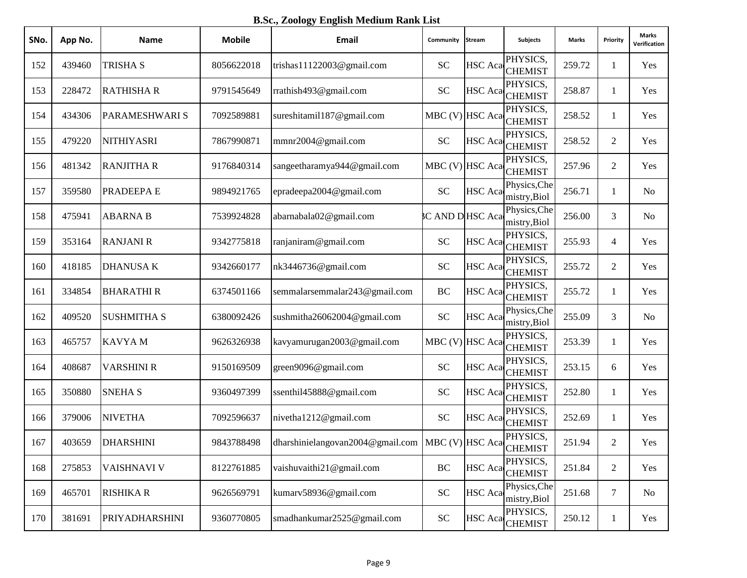**B.Sc., Zoology English Medium Rank List**

| SNo. | App No. | Name | Mobile | Email | Community | Stream | Subjects | Marks | Priority | Marks Verification |
|---|---|---|---|---|---|---|---|---|---|---|
| 152 | 439460 | TRISHA S | 8056622018 | trishas11122003@gmail.com | SC | HSC Aca | PHYSICS, CHEMIST | 259.72 | 1 | Yes |
| 153 | 228472 | RATHISHA R | 9791545649 | rrathish493@gmail.com | SC | HSC Aca | PHYSICS, CHEMIST | 258.87 | 1 | Yes |
| 154 | 434306 | PARAMESHWARI S | 7092589881 | sureshitamil187@gmail.com | MBC (V) | HSC Aca | PHYSICS, CHEMIST | 258.52 | 1 | Yes |
| 155 | 479220 | NITHIYASRI | 7867990871 | mmnr2004@gmail.com | SC | HSC Aca | PHYSICS, CHEMIST | 258.52 | 2 | Yes |
| 156 | 481342 | RANJITHA R | 9176840314 | sangeetharamya944@gmail.com | MBC (V) | HSC Aca | PHYSICS, CHEMIST | 257.96 | 2 | Yes |
| 157 | 359580 | PRADEEPA E | 9894921765 | epradeepa2004@gmail.com | SC | HSC Aca | Physics,Chemistry,Biol | 256.71 | 1 | No |
| 158 | 475941 | ABARNA B | 7539924828 | abarnabala02@gmail.com | 3C AND D | HSC Aca | Physics,Chemistry,Biol | 256.00 | 3 | No |
| 159 | 353164 | RANJANI R | 9342775818 | ranjaniram@gmail.com | SC | HSC Aca | PHYSICS, CHEMIST | 255.93 | 4 | Yes |
| 160 | 418185 | DHANUSA K | 9342660177 | nk3446736@gmail.com | SC | HSC Aca | PHYSICS, CHEMIST | 255.72 | 2 | Yes |
| 161 | 334854 | BHARATHI R | 6374501166 | semmalarsemmalar243@gmail.com | BC | HSC Aca | PHYSICS, CHEMIST | 255.72 | 1 | Yes |
| 162 | 409520 | SUSHMITHA S | 6380092426 | sushmitha26062004@gmail.com | SC | HSC Aca | Physics,Chemistry,Biol | 255.09 | 3 | No |
| 163 | 465757 | KAVYA M | 9626326938 | kavyamurugan2003@gmail.com | MBC (V) | HSC Aca | PHYSICS, CHEMIST | 253.39 | 1 | Yes |
| 164 | 408687 | VARSHINI R | 9150169509 | green9096@gmail.com | SC | HSC Aca | PHYSICS, CHEMIST | 253.15 | 6 | Yes |
| 165 | 350880 | SNEHA S | 9360497399 | ssenthil45888@gmail.com | SC | HSC Aca | PHYSICS, CHEMIST | 252.80 | 1 | Yes |
| 166 | 379006 | NIVETHA | 7092596637 | nivetha1212@gmail.com | SC | HSC Aca | PHYSICS, CHEMIST | 252.69 | 1 | Yes |
| 167 | 403659 | DHARSHINI | 9843788498 | dharshinielangovan2004@gmail.com | MBC (V) | HSC Aca | PHYSICS, CHEMIST | 251.94 | 2 | Yes |
| 168 | 275853 | VAISHNAVI V | 8122761885 | vaishuvaithi21@gmail.com | BC | HSC Aca | PHYSICS, CHEMIST | 251.84 | 2 | Yes |
| 169 | 465701 | RISHIKA R | 9626569791 | kumarv58936@gmail.com | SC | HSC Aca | Physics,Chemistry,Biol | 251.68 | 7 | No |
| 170 | 381691 | PRIYADHARSHINI | 9360770805 | smadhankumar2525@gmail.com | SC | HSC Aca | PHYSICS, CHEMIST | 250.12 | 1 | Yes |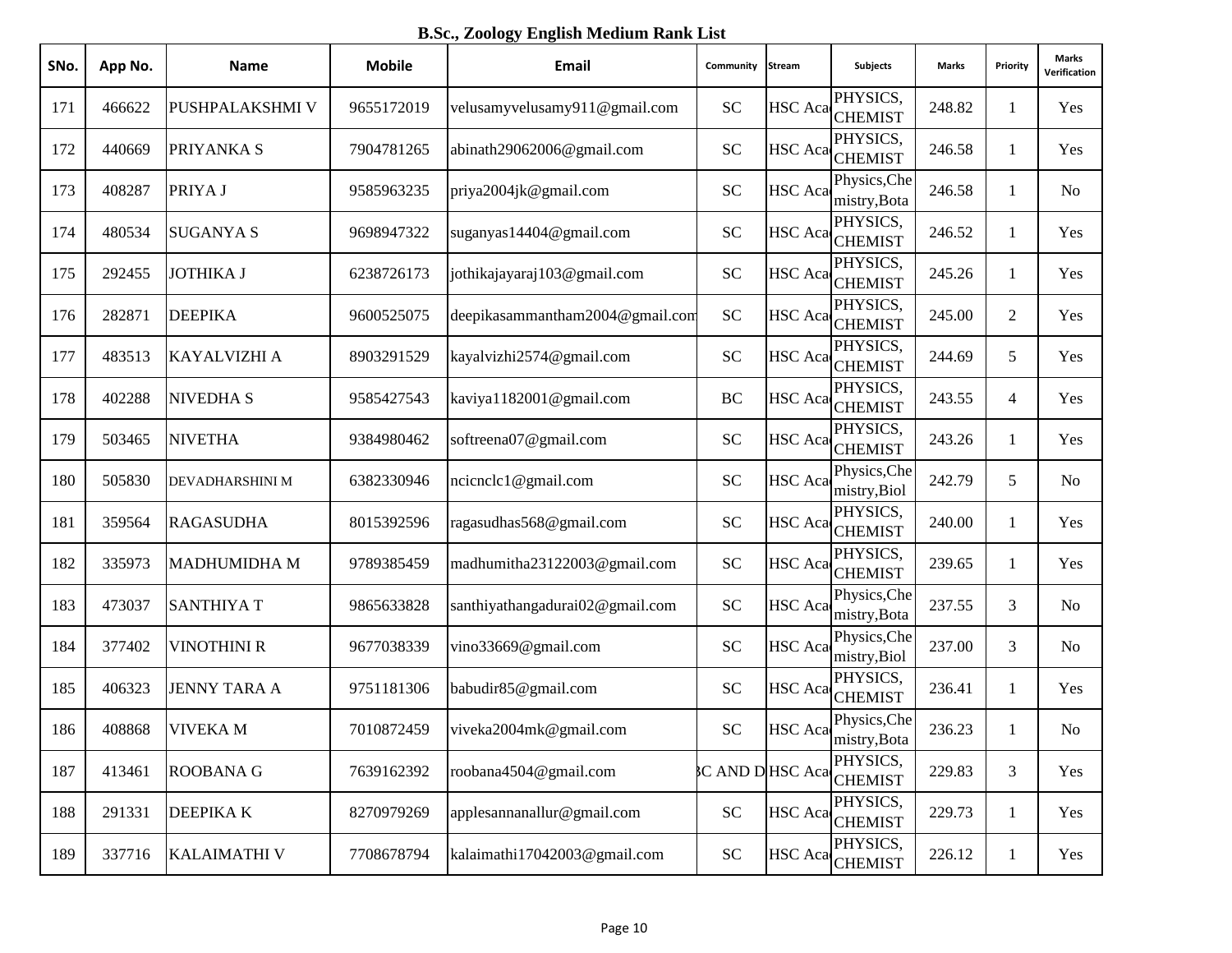## B.Sc., Zoology English Medium Rank List

| SNo. | App No. | Name | Mobile | Email | Community | Stream | Subjects | Marks | Priority | Marks Verification |
|---|---|---|---|---|---|---|---|---|---|---|
| 171 | 466622 | PUSHPALAKSHMI V | 9655172019 | velusamyvelusamy911@gmail.com | SC | HSC Aca | PHYSICS, CHEMIST | 248.82 | 1 | Yes |
| 172 | 440669 | PRIYANKA S | 7904781265 | abinath29062006@gmail.com | SC | HSC Aca | PHYSICS, CHEMIST | 246.58 | 1 | Yes |
| 173 | 408287 | PRIYA J | 9585963235 | priya2004jk@gmail.com | SC | HSC Aca | Physics,Chemistry,Bota | 246.58 | 1 | No |
| 174 | 480534 | SUGANYA S | 9698947322 | suganyas14404@gmail.com | SC | HSC Aca | PHYSICS, CHEMIST | 246.52 | 1 | Yes |
| 175 | 292455 | JOTHIKA J | 6238726173 | jothikajayaraj103@gmail.com | SC | HSC Aca | PHYSICS, CHEMIST | 245.26 | 1 | Yes |
| 176 | 282871 | DEEPIKA | 9600525075 | deepikasammantham2004@gmail.com | SC | HSC Aca | PHYSICS, CHEMIST | 245.00 | 2 | Yes |
| 177 | 483513 | KAYALVIZHI A | 8903291529 | kayalvizhi2574@gmail.com | SC | HSC Aca | PHYSICS, CHEMIST | 244.69 | 5 | Yes |
| 178 | 402288 | NIVEDHA S | 9585427543 | kaviya1182001@gmail.com | BC | HSC Aca | PHYSICS, CHEMIST | 243.55 | 4 | Yes |
| 179 | 503465 | NIVETHA | 9384980462 | softreena07@gmail.com | SC | HSC Aca | PHYSICS, CHEMIST | 243.26 | 1 | Yes |
| 180 | 505830 | DEVADHARSHINI M | 6382330946 | ncicnclc1@gmail.com | SC | HSC Aca | Physics,Chemistry,Biol | 242.79 | 5 | No |
| 181 | 359564 | RAGASUDHA | 8015392596 | ragasudhas568@gmail.com | SC | HSC Aca | PHYSICS, CHEMIST | 240.00 | 1 | Yes |
| 182 | 335973 | MADHUMIDHA M | 9789385459 | madhumitha23122003@gmail.com | SC | HSC Aca | PHYSICS, CHEMIST | 239.65 | 1 | Yes |
| 183 | 473037 | SANTHIYA T | 9865633828 | santhiyathangadurai02@gmail.com | SC | HSC Aca | Physics,Chemistry,Bota | 237.55 | 3 | No |
| 184 | 377402 | VINOTHINI R | 9677038339 | vino33669@gmail.com | SC | HSC Aca | Physics,Chemistry,Biol | 237.00 | 3 | No |
| 185 | 406323 | JENNY TARA A | 9751181306 | babudir85@gmail.com | SC | HSC Aca | PHYSICS, CHEMIST | 236.41 | 1 | Yes |
| 186 | 408868 | VIVEKA M | 7010872459 | viveka2004mk@gmail.com | SC | HSC Aca | Physics,Chemistry,Bota | 236.23 | 1 | No |
| 187 | 413461 | ROOBANA G | 7639162392 | roobana4504@gmail.com | BC AND D | HSC Aca | PHYSICS, CHEMIST | 229.83 | 3 | Yes |
| 188 | 291331 | DEEPIKA K | 8270979269 | applesannanallur@gmail.com | SC | HSC Aca | PHYSICS, CHEMIST | 229.73 | 1 | Yes |
| 189 | 337716 | KALAIMATHI V | 7708678794 | kalaimathi17042003@gmail.com | SC | HSC Aca | PHYSICS, CHEMIST | 226.12 | 1 | Yes |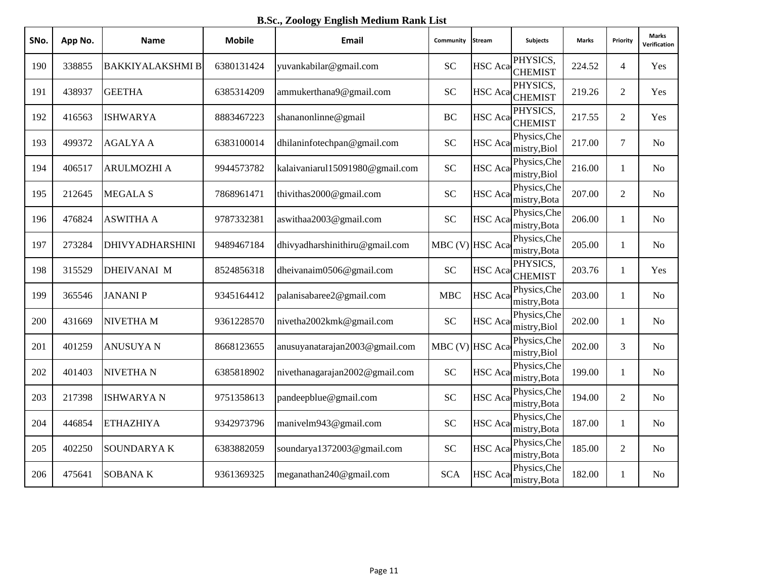**B.Sc., Zoology English Medium Rank List**

| SNo. | App No. | Name | Mobile | Email | Community | Stream | Subjects | Marks | Priority | Marks Verification |
|---|---|---|---|---|---|---|---|---|---|---|
| 190 | 338855 | BAKKIYALAKSHMI B | 6380131424 | yuvankabilar@gmail.com | SC | HSC Aca | PHYSICS, CHEMIST | 224.52 | 4 | Yes |
| 191 | 438937 | GEETHA | 6385314209 | ammukerthana9@gmail.com | SC | HSC Aca | PHYSICS, CHEMIST | 219.26 | 2 | Yes |
| 192 | 416563 | ISHWARYA | 8883467223 | shananonlinne@gmail | BC | HSC Aca | PHYSICS, CHEMIST | 217.55 | 2 | Yes |
| 193 | 499372 | AGALYA A | 6383100014 | dhilaninfotechpan@gmail.com | SC | HSC Aca | Physics,Chemistry,Biol | 217.00 | 7 | No |
| 194 | 406517 | ARULMOZHI A | 9944573782 | kalaivaniarul15091980@gmail.com | SC | HSC Aca | Physics,Chemistry,Biol | 216.00 | 1 | No |
| 195 | 212645 | MEGALA S | 7868961471 | thivithas2000@gmail.com | SC | HSC Aca | Physics,Chemistry,Bota | 207.00 | 2 | No |
| 196 | 476824 | ASWITHA A | 9787332381 | aswithaa2003@gmail.com | SC | HSC Aca | Physics,Chemistry,Bota | 206.00 | 1 | No |
| 197 | 273284 | DHIVYADHARSHINI | 9489467184 | dhivyadharshinithiru@gmail.com | MBC (V) | HSC Aca | Physics,Chemistry,Bota | 205.00 | 1 | No |
| 198 | 315529 | DHEIVANAI M | 8524856318 | dheivanaim0506@gmail.com | SC | HSC Aca | PHYSICS, CHEMIST | 203.76 | 1 | Yes |
| 199 | 365546 | JANANI P | 9345164412 | palanisabaree2@gmail.com | MBC | HSC Aca | Physics,Chemistry,Bota | 203.00 | 1 | No |
| 200 | 431669 | NIVETHA M | 9361228570 | nivetha2002kmk@gmail.com | SC | HSC Aca | Physics,Chemistry,Biol | 202.00 | 1 | No |
| 201 | 401259 | ANUSUYA N | 8668123655 | anusuyanatarajan2003@gmail.com | MBC (V) | HSC Aca | Physics,Chemistry,Biol | 202.00 | 3 | No |
| 202 | 401403 | NIVETHA N | 6385818902 | nivethanagarajan2002@gmail.com | SC | HSC Aca | Physics,Chemistry,Bota | 199.00 | 1 | No |
| 203 | 217398 | ISHWARYA N | 9751358613 | pandeepblue@gmail.com | SC | HSC Aca | Physics,Chemistry,Bota | 194.00 | 2 | No |
| 204 | 446854 | ETHAZHIYA | 9342973796 | manivelm943@gmail.com | SC | HSC Aca | Physics,Chemistry,Bota | 187.00 | 1 | No |
| 205 | 402250 | SOUNDARYA K | 6383882059 | soundarya1372003@gmail.com | SC | HSC Aca | Physics,Chemistry,Bota | 185.00 | 2 | No |
| 206 | 475641 | SOBANA K | 9361369325 | meganathan240@gmail.com | SCA | HSC Aca | Physics,Chemistry,Bota | 182.00 | 1 | No |